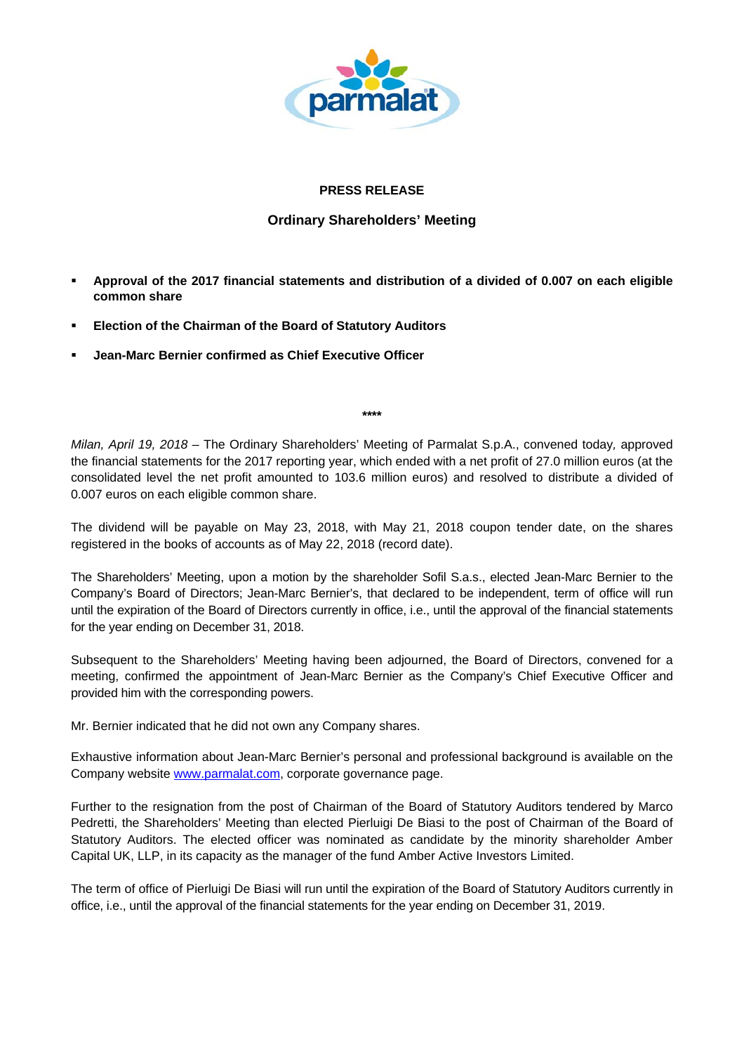**PRESS RELEASE**

**Ordinary Shareholders' Meeting**

- **Approval of the 2017 financial statements and distribution of a divided of 0.007 on each eligible common share**
- **Election of the Chairman of the Board of Statutory Auditors**
- **Jean-Marc Bernier confirmed as Chief Executive Officer**

\*\*\*\*

*Milan, April 19, 2018* – The Ordinary Shareholders' Meeting of Parmalat S.p.A., convened today, approved the financial statements for the 2017 reporting year, which ended with a net profit of 27.0 million euros (at the consolidated level the net profit amounted to 103.6 million euros) and resolved to distribute a divided of 0.007 euros on each eligible common share.

The dividend will be payable on May 23, 2018, with May 21, 2018 coupon tender date, on the shares registered in the books of accounts as of May 22, 2018 (record date).

The Shareholders' Meeting, upon a motion by the shareholder Sofil S.a.s., elected Jean-Marc Bernier to the Company's Board of Directors; Jean-Marc Bernier's, that declared to be independent, term of office will run until the expiration of the Board of Directors currently in office, i.e., until the approval of the financial statements for the year ending on December 31, 2018.

Subsequent to the Shareholders' Meeting having been adjourned, the Board of Directors, convened for a meeting, confirmed the appointment of Jean-Marc Bernier as the Company's Chief Executive Officer and provided him with the corresponding powers.

Mr. Bernier indicated that he did not own any Company shares.

Exhaustive information about Jean-Marc Bernier's personal and professional background is available on the Company website www.parmalat.com, corporate governance page.

Further to the resignation from the post of Chairman of the Board of Statutory Auditors tendered by Marco Pedretti, the Shareholders' Meeting than elected Pierluigi De Biasi to the post of Chairman of the Board of Statutory Auditors. The elected officer was nominated as candidate by the minority shareholder Amber Capital UK, LLP, in its capacity as the manager of the fund Amber Active Investors Limited.

The term of office of Pierluigi De Biasi will run until the expiration of the Board of Statutory Auditors currently in office, i.e., until the approval of the financial statements for the year ending on December 31, 2019.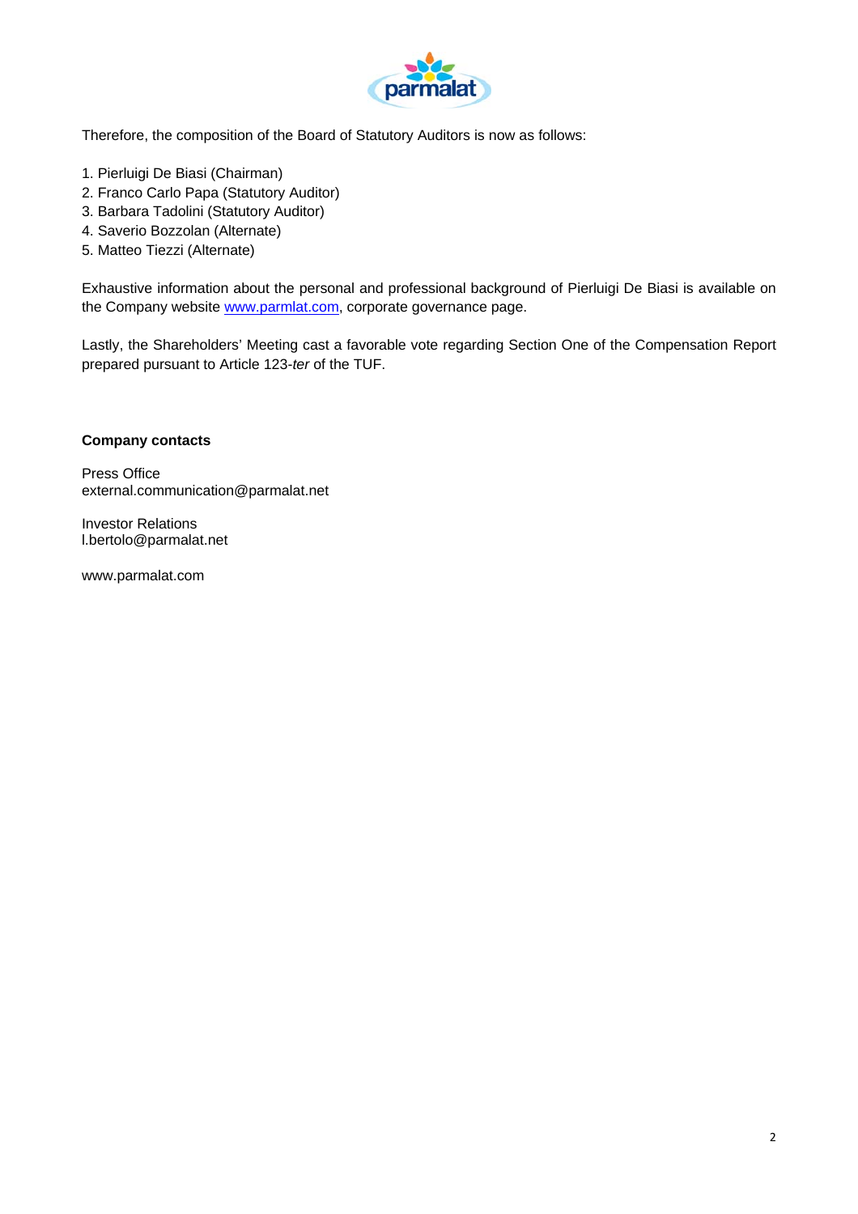Therefore, the composition of the Board of Statutory Auditors is now as follows:

1. Pierluigi De Biasi (Chairman)
2. Franco Carlo Papa (Statutory Auditor)
3. Barbara Tadolini (Statutory Auditor)
4. Saverio Bozzolan (Alternate)
5. Matteo Tiezzi (Alternate)

Exhaustive information about the personal and professional background of Pierluigi De Biasi is available on the Company website www.parmlat.com, corporate governance page.

Lastly, the Shareholders' Meeting cast a favorable vote regarding Section One of the Compensation Report prepared pursuant to Article 123-*ter* of the TUF.

**Company contacts**

Press Office
external.communication@parmalat.net

Investor Relations
l.bertolo@parmalat.net

www.parmalat.com